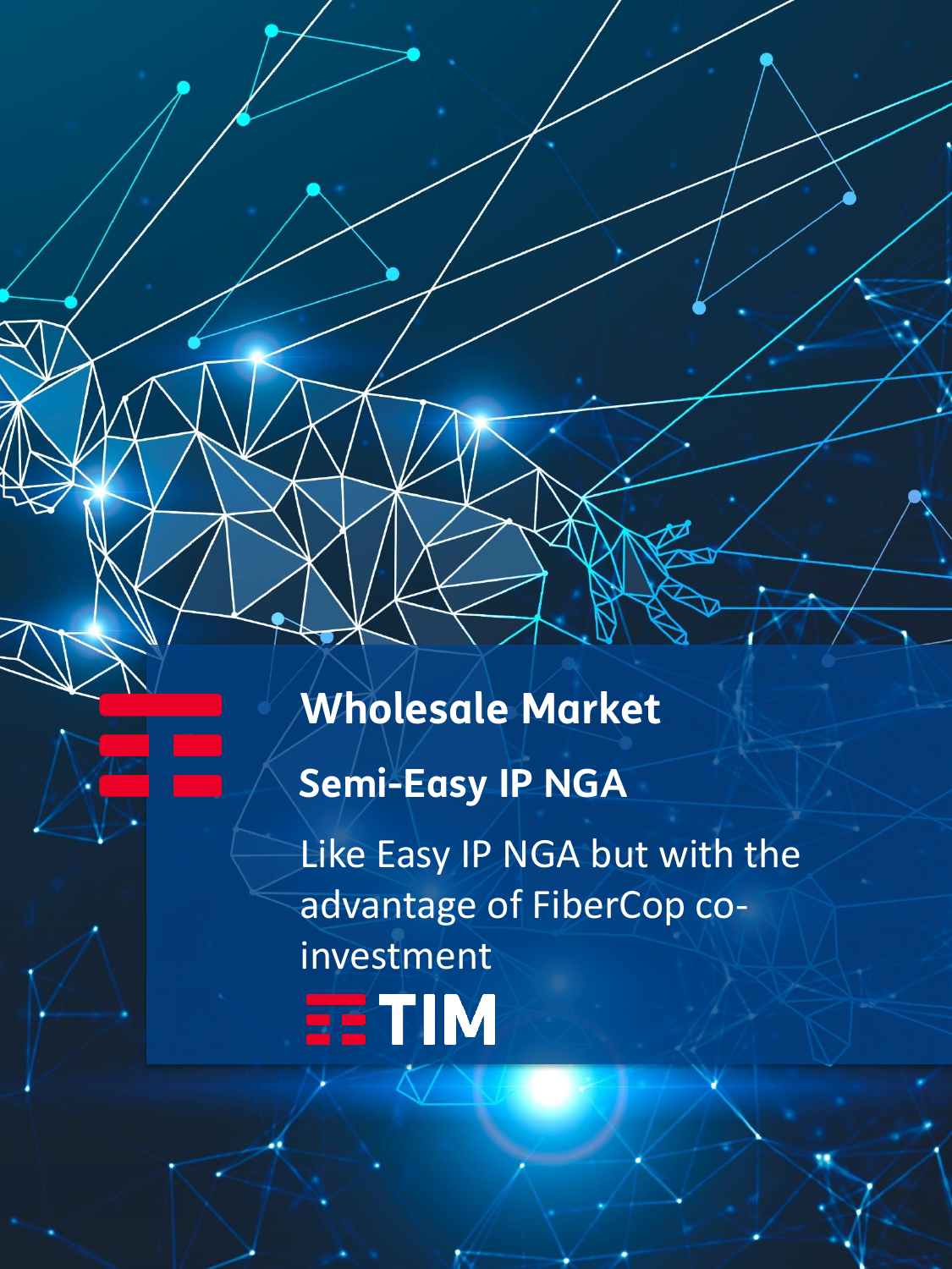# Wholesale Market

## Semi-Easy IP NGA

Like Easy IP NGA but with the advantage of FiberCop co-investment

TIM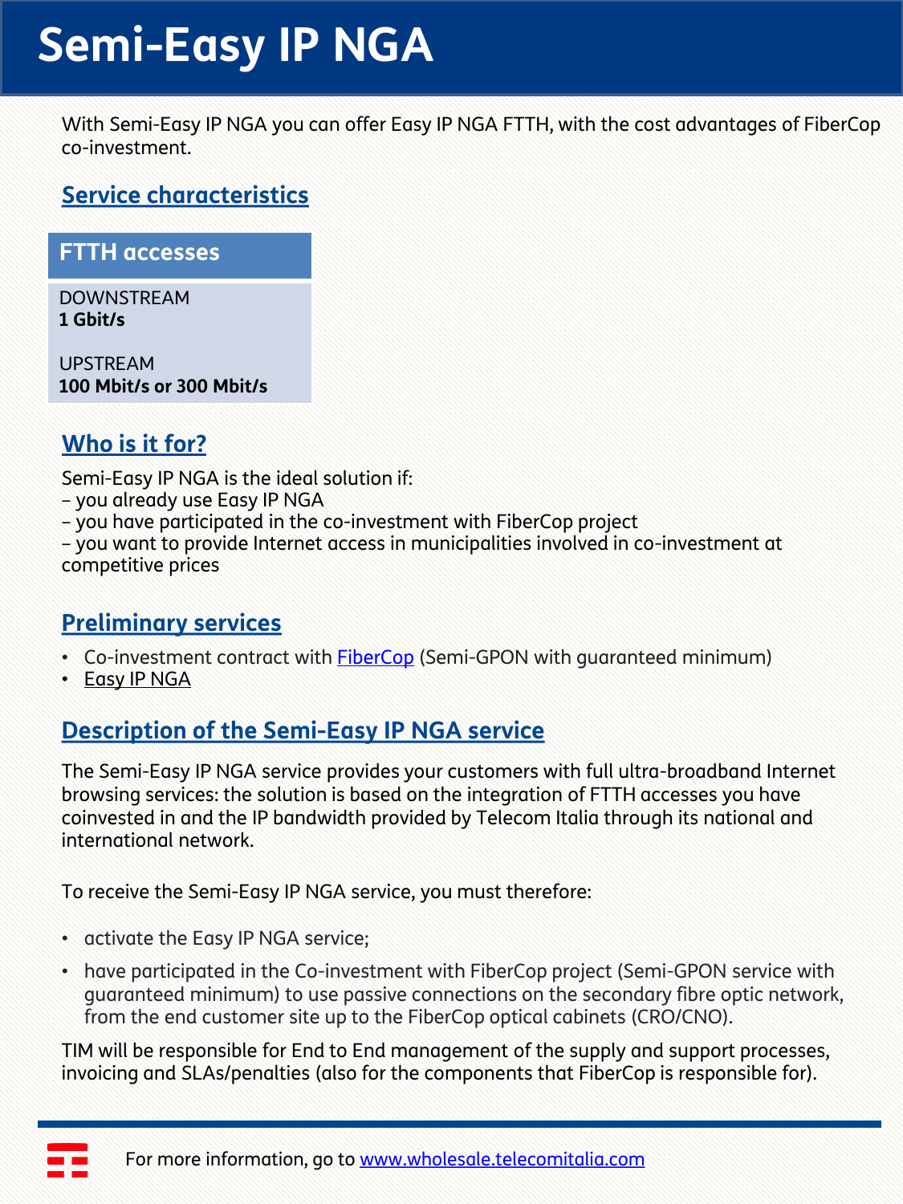# Semi-Easy IP NGA

With Semi-Easy IP NGA you can offer Easy IP NGA FTTH, with the cost advantages of FiberCop co-investment.

## Service characteristics

| FTTH accesses |
|---|
| DOWNSTREAM<br>**1 Gbit/s**<br><br>UPSTREAM<br>**100 Mbit/s or 300 Mbit/s** |

## Who is it for?

Semi-Easy IP NGA is the ideal solution if:
– you already use Easy IP NGA
– you have participated in the co-investment with FiberCop project
– you want to provide Internet access in municipalities involved in co-investment at competitive prices

## Preliminary services

- Co-investment contract with FiberCop (Semi-GPON with guaranteed minimum)
- Easy IP NGA

## Description of the Semi-Easy IP NGA service

The Semi-Easy IP NGA service provides your customers with full ultra-broadband Internet browsing services: the solution is based on the integration of FTTH accesses you have coinvested in and the IP bandwidth provided by Telecom Italia through its national and international network.

To receive the Semi-Easy IP NGA service, you must therefore:

- activate the Easy IP NGA service;
- have participated in the Co-investment with FiberCop project (Semi-GPON service with guaranteed minimum) to use passive connections on the secondary fibre optic network, from the end customer site up to the FiberCop optical cabinets (CRO/CNO).

TIM will be responsible for End to End management of the supply and support processes, invoicing and SLAs/penalties (also for the components that FiberCop is responsible for).

For more information, go to www.wholesale.telecomitalia.com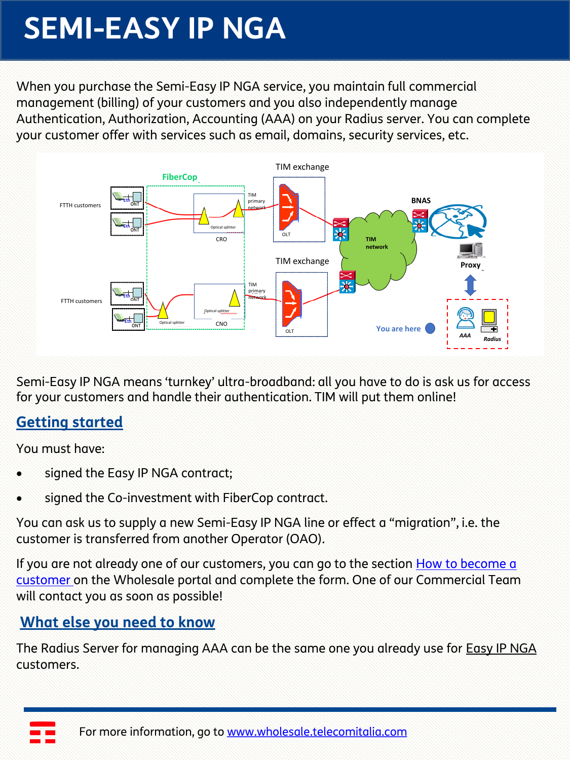# SEMI-EASY IP NGA

When you purchase the Semi-Easy IP NGA service, you maintain full commercial management (billing) of your customers and you also independently manage Authentication, Authorization, Accounting (AAA) on your Radius server. You can complete your customer offer with services such as email, domains, security services, etc.

Semi-Easy IP NGA means 'turnkey' ultra-broadband: all you have to do is ask us for access for your customers and handle their authentication. TIM will put them online!

## Getting started

You must have:

- signed the Easy IP NGA contract;
- signed the Co-investment with FiberCop contract.

You can ask us to supply a new Semi-Easy IP NGA line or effect a "migration", i.e. the customer is transferred from another Operator (OAO).

If you are not already one of our customers, you can go to the section How to become a customer on the Wholesale portal and complete the form. One of our Commercial Team will contact you as soon as possible!

## What else you need to know

The Radius Server for managing AAA can be the same one you already use for Easy IP NGA customers.

For more information, go to www.wholesale.telecomitalia.com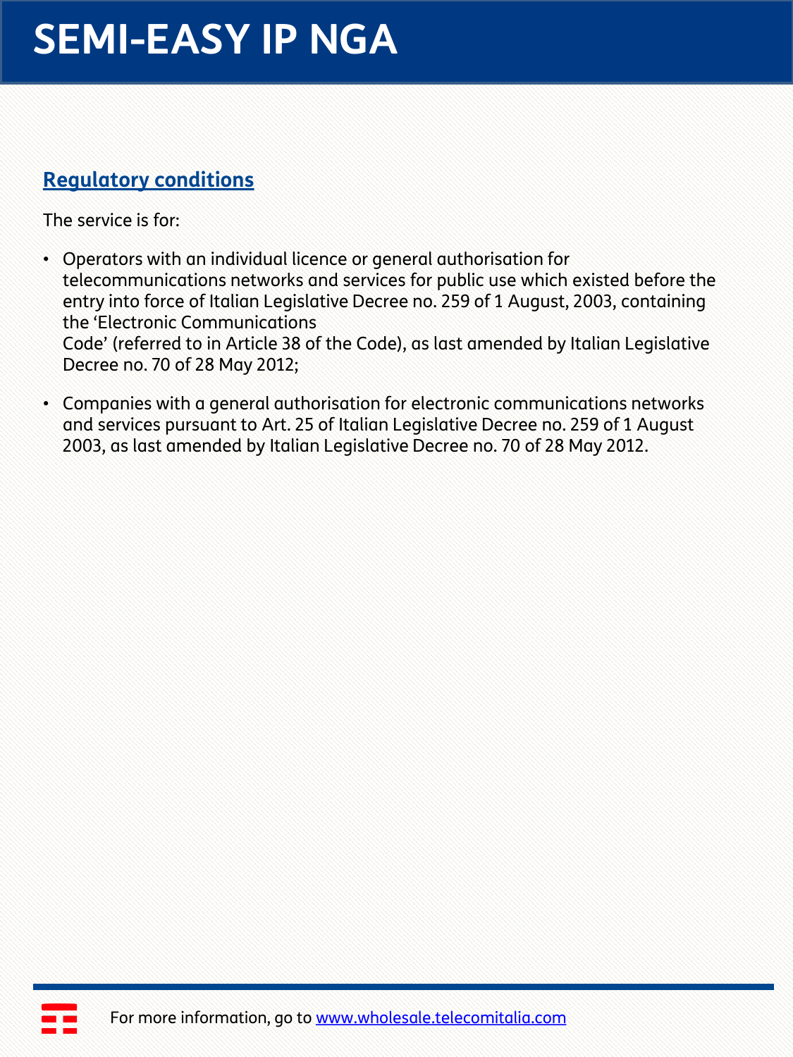# SEMI-EASY IP NGA

## Regulatory conditions

The service is for:

- Operators with an individual licence or general authorisation for telecommunications networks and services for public use which existed before the entry into force of Italian Legislative Decree no. 259 of 1 August, 2003, containing the 'Electronic Communications Code' (referred to in Article 38 of the Code), as last amended by Italian Legislative Decree no. 70 of 28 May 2012;
- Companies with a general authorisation for electronic communications networks and services pursuant to Art. 25 of Italian Legislative Decree no. 259 of 1 August 2003, as last amended by Italian Legislative Decree no. 70 of 28 May 2012.

For more information, go to [www.wholesale.telecomitalia.com](http://www.wholesale.telecomitalia.com)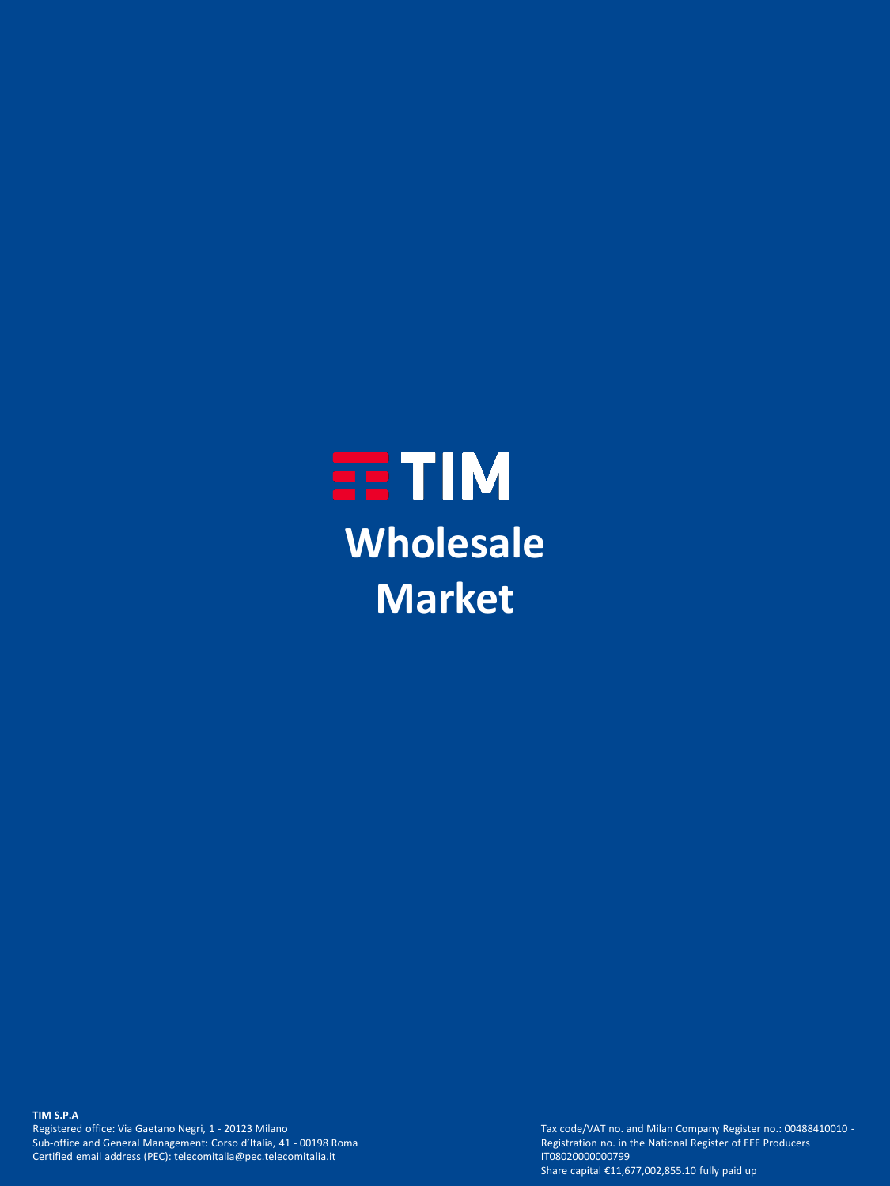# TIM

**Wholesale Market**

**TIM S.P.A**
Registered office: Via Gaetano Negri, 1 - 20123 Milano
Sub-office and General Management: Corso d'Italia, 41 - 00198 Roma
Certified email address (PEC): telecomitalia@pec.telecomitalia.it

Tax code/VAT no. and Milan Company Register no.: 00488410010 -
Registration no. in the National Register of EEE Producers
IT08020000000799
Share capital €11,677,002,855.10 fully paid up